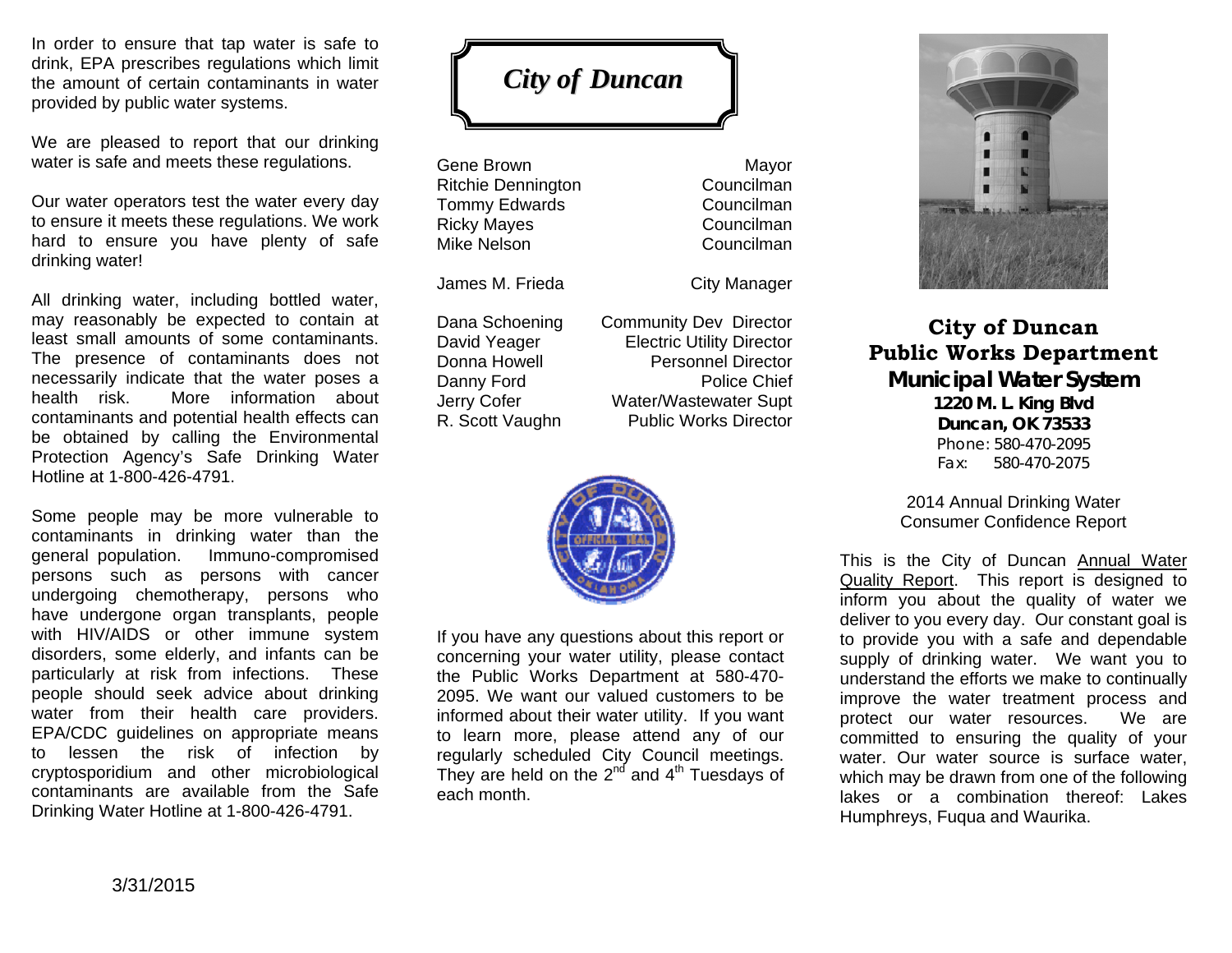In order to ensure that tap water is safe to drink, EPA prescribes regulations which limit the amount of certain contaminants in water provided by public water systems.

We are pleased to report that our drinking water is safe and meets these regulations.

Our water operators test the water every day to ensure it meets these regulations. We work hard to ensure you have plenty of safe drinking water!

All drinking water, including bottled water, may reasonably be expected to contain at least small amounts of some contaminants. The presence of contaminants does not necessarily indicate that the water poses a health risk. More information about contaminants and potential health effects can be obtained by calling the Environmental Protection Agency's Safe Drinking Water Hotline at 1-800-426-4791.

Some people may be more vulnerable to contaminants in drinking water than the general population. Immuno-compromised persons such as persons with cancer undergoing chemotherapy, persons who have undergone organ transplants, people with HIV/AIDS or other immune system disorders, some elderly, and infants can be particularly at risk from infections. These people should seek advice about drinking water from their health care providers. EPA/CDC guidelines on appropriate means to lessen the risk of infection by cryptosporidium and other microbiological contaminants are available from the Safe Drinking Water Hotline at 1-800-426-4791.

3/31/2015

# *City of Duncan*

| | |
|---|---|
| Gene Brown | Mayor |
| Ritchie Dennington | Councilman |
| Tommy Edwards | Councilman |
| Ricky Mayes | Councilman |
| Mike Nelson | Councilman |
| | |
| James M. Frieda | City Manager |
| | |
| Dana Schoening | Community Dev Director |
| David Yeager | Electric Utility Director |
| Donna Howell | Personnel Director |
| Danny Ford | Police Chief |
| Jerry Cofer | Water/Wastewater Supt |
| R. Scott Vaughn | Public Works Director |

If you have any questions about this report or concerning your water utility, please contact the Public Works Department at 580-470-2095. We want our valued customers to be informed about their water utility. If you want to learn more, please attend any of our regularly scheduled City Council meetings. They are held on the 2nd and 4th Tuesdays of each month.

## City of Duncan Public Works Department

### Municipal Water System

**1220 M. L. King Blvd**
**Duncan, OK 73533**
Phone: 580-470-2095
Fax: 580-470-2075

2014 Annual Drinking Water Consumer Confidence Report

This is the City of Duncan Annual Water Quality Report. This report is designed to inform you about the quality of water we deliver to you every day. Our constant goal is to provide you with a safe and dependable supply of drinking water. We want you to understand the efforts we make to continually improve the water treatment process and protect our water resources. We are committed to ensuring the quality of your water. Our water source is surface water, which may be drawn from one of the following lakes or a combination thereof: Lakes Humphreys, Fuqua and Waurika.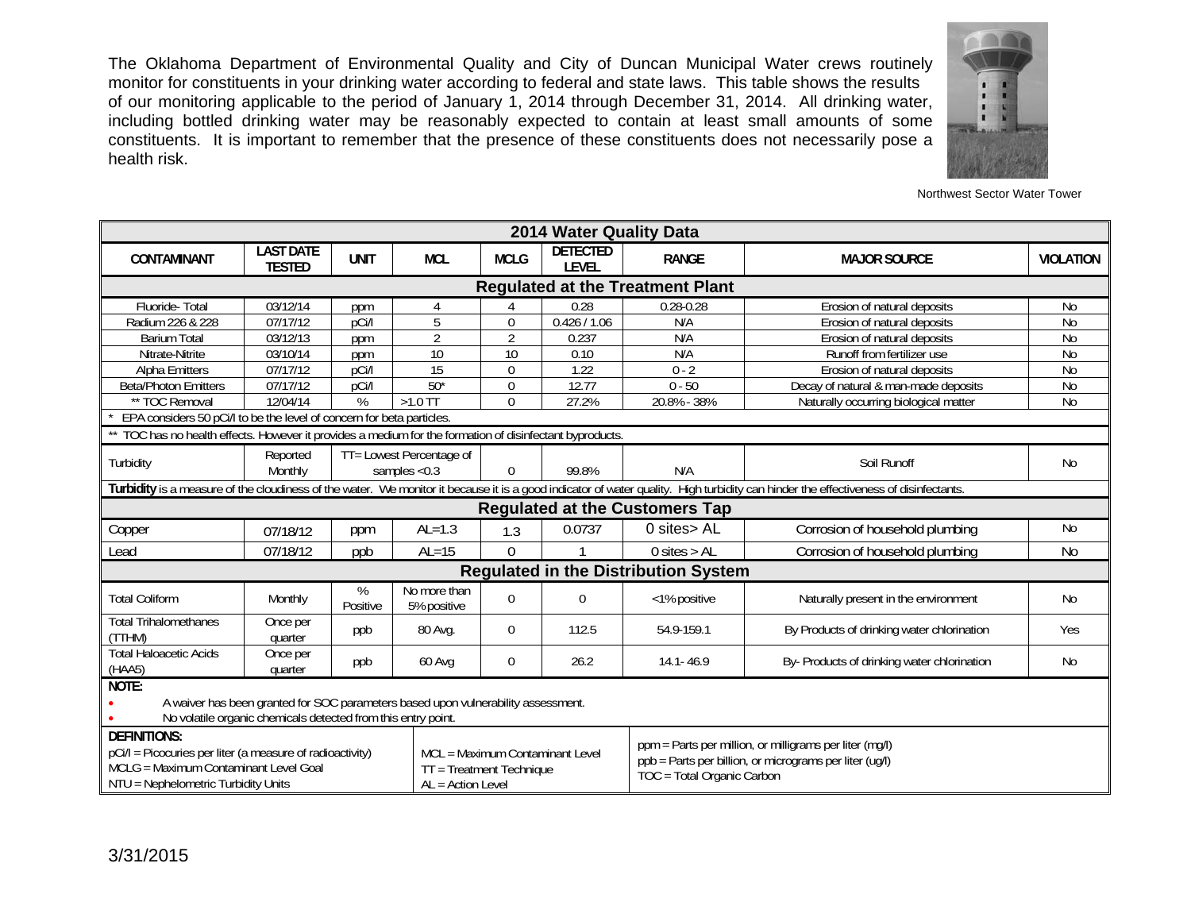The Oklahoma Department of Environmental Quality and City of Duncan Municipal Water crews routinely monitor for constituents in your drinking water according to federal and state laws. This table shows the results of our monitoring applicable to the period of January 1, 2014 through December 31, 2014. All drinking water, including bottled drinking water may be reasonably expected to contain at least small amounts of some constituents. It is important to remember that the presence of these constituents does not necessarily pose a health risk.

Northwest Sector Water Tower

**2014 Water Quality Data**

| CONTAMINANT | LAST DATE TESTED | UNIT | MCL | MCLG | DETECTED LEVEL | RANGE | MAJOR SOURCE | VIOLATION |
|---|---|---|---|---|---|---|---|---|
| **Regulated at the Treatment Plant** | | | | | | | | |
| Fluoride- Total | 03/12/14 | ppm | 4 | 4 | 0.28 | 0.28-0.28 | Erosion of natural deposits | No |
| Radium 226 & 228 | 07/17/12 | pCi/l | 5 | 0 | 0.426 / 1.06 | N/A | Erosion of natural deposits | No |
| Barium Total | 03/12/13 | ppm | 2 | 2 | 0.237 | N/A | Erosion of natural deposits | No |
| Nitrate-Nitrite | 03/10/14 | ppm | 10 | 10 | 0.10 | N/A | Runoff from fertilizer use | No |
| Alpha Emitters | 07/17/12 | pCi/l | 15 | 0 | 1.22 | 0 - 2 | Erosion of natural deposits | No |
| Beta/Photon Emitters | 07/17/12 | pCi/l | 50* | 0 | 12.77 | 0 - 50 | Decay of natural & man-made deposits | No |
| ** TOC Removal | 12/04/14 | % | >1.0 TT | 0 | 27.2% | 20.8% - 38% | Naturally occurring biological matter | No |
| * EPA considers 50 pCi/l to be the level of concern for beta particles. | | | | | | | | |
| ** TOC has no health effects. However it provides a medium for the formation of disinfectant byproducts. | | | | | | | | |
| Turbidity | Reported Monthly | TT= Lowest Percentage of samples <0.3 | | 0 | 99.8% | N/A | Soil Runoff | No |
| **Turbidity** is a measure of the cloudiness of the water. We monitor it because it is a good indicator of water quality. High turbidity can hinder the effectiveness of disinfectants. | | | | | | | | |
| **Regulated at the Customers Tap** | | | | | | | | |
| Copper | 07/18/12 | ppm | AL=1.3 | 1.3 | 0.0737 | 0 sites> AL | Corrosion of household plumbing | No |
| Lead | 07/18/12 | ppb | AL=15 | 0 | 1 | 0 sites > AL | Corrosion of household plumbing | No |
| **Regulated in the Distribution System** | | | | | | | | |
| Total Coliform | Monthly | % Positive | No more than 5% positive | 0 | 0 | <1% positive | Naturally present in the environment | No |
| Total Trihalomethanes (TTHM) | Once per quarter | ppb | 80 Avg. | 0 | 112.5 | 54.9-159.1 | By Products of drinking water chlorination | Yes |
| Total Haloacetic Acids (HAA5) | Once per quarter | ppb | 60 Avg | 0 | 26.2 | 14.1- 46.9 | By- Products of drinking water chlorination | No |

**NOTE:**

- A waiver has been granted for SOC parameters based upon vulnerability assessment.
- No volatile organic chemicals detected from this entry point.

**DEFINITIONS:**

pCi/l = Picocuries per liter (a measure of radioactivity)
MCLG = Maximum Contaminant Level Goal
NTU = Nephelometric Turbidity Units

MCL = Maximum Contaminant Level
TT = Treatment Technique
AL = Action Level

ppm = Parts per million, or milligrams per liter (mg/l)
ppb = Parts per billion, or micrograms per liter (ug/l)
TOC = Total Organic Carbon

3/31/2015